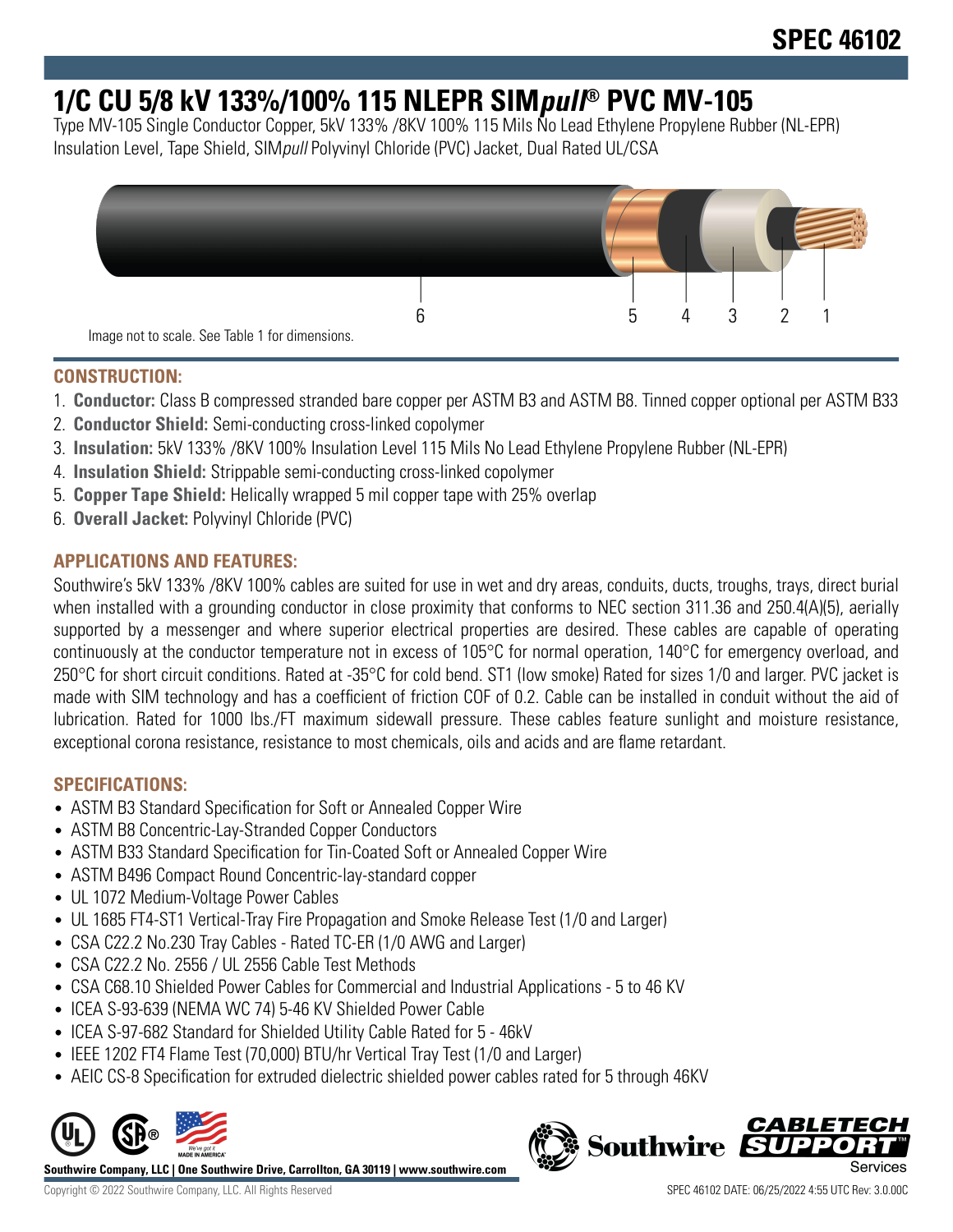SPEC 46102

# 1/C CU 5/8 kV 133%/100% 115 NLEPR SIM*pull*® PVC MV-105

Type MV-105 Single Conductor Copper, 5kV 133% /8KV 100% 115 Mils No Lead Ethylene Propylene Rubber (NL-EPR) Insulation Level, Tape Shield, SIM*pull* Polyvinyl Chloride (PVC) Jacket, Dual Rated UL/CSA

6 5 4 3 2 1

Image not to scale. See Table 1 for dimensions.

## CONSTRUCTION:

1. **Conductor:** Class B compressed stranded bare copper per ASTM B3 and ASTM B8. Tinned copper optional per ASTM B33
2. **Conductor Shield:** Semi-conducting cross-linked copolymer
3. **Insulation:** 5kV 133% /8KV 100% Insulation Level 115 Mils No Lead Ethylene Propylene Rubber (NL-EPR)
4. **Insulation Shield:** Strippable semi-conducting cross-linked copolymer
5. **Copper Tape Shield:** Helically wrapped 5 mil copper tape with 25% overlap
6. **Overall Jacket:** Polyvinyl Chloride (PVC)

## APPLICATIONS AND FEATURES:

Southwire's 5kV 133% /8KV 100% cables are suited for use in wet and dry areas, conduits, ducts, troughs, trays, direct burial when installed with a grounding conductor in close proximity that conforms to NEC section 311.36 and 250.4(A)(5), aerially supported by a messenger and where superior electrical properties are desired. These cables are capable of operating continuously at the conductor temperature not in excess of 105°C for normal operation, 140°C for emergency overload, and 250°C for short circuit conditions. Rated at -35°C for cold bend. ST1 (low smoke) Rated for sizes 1/0 and larger. PVC jacket is made with SIM technology and has a coefficient of friction COF of 0.2. Cable can be installed in conduit without the aid of lubrication. Rated for 1000 lbs./FT maximum sidewall pressure. These cables feature sunlight and moisture resistance, exceptional corona resistance, resistance to most chemicals, oils and acids and are flame retardant.

## SPECIFICATIONS:

- ASTM B3 Standard Specification for Soft or Annealed Copper Wire
- ASTM B8 Concentric-Lay-Stranded Copper Conductors
- ASTM B33 Standard Specification for Tin-Coated Soft or Annealed Copper Wire
- ASTM B496 Compact Round Concentric-lay-standard copper
- UL 1072 Medium-Voltage Power Cables
- UL 1685 FT4-ST1 Vertical-Tray Fire Propagation and Smoke Release Test (1/0 and Larger)
- CSA C22.2 No.230 Tray Cables - Rated TC-ER (1/0 AWG and Larger)
- CSA C22.2 No. 2556 / UL 2556 Cable Test Methods
- CSA C68.10 Shielded Power Cables for Commercial and Industrial Applications - 5 to 46 KV
- ICEA S-93-639 (NEMA WC 74) 5-46 KV Shielded Power Cable
- ICEA S-97-682 Standard for Shielded Utility Cable Rated for 5 - 46kV
- IEEE 1202 FT4 Flame Test (70,000) BTU/hr Vertical Tray Test (1/0 and Larger)
- AEIC CS-8 Specification for extruded dielectric shielded power cables rated for 5 through 46KV

**Southwire Company, LLC | One Southwire Drive, Carrollton, GA 30119 | www.southwire.com**

Copyright © 2022 Southwire Company, LLC. All Rights Reserved

SPEC 46102 DATE: 06/25/2022 4:55 UTC Rev: 3.0.00C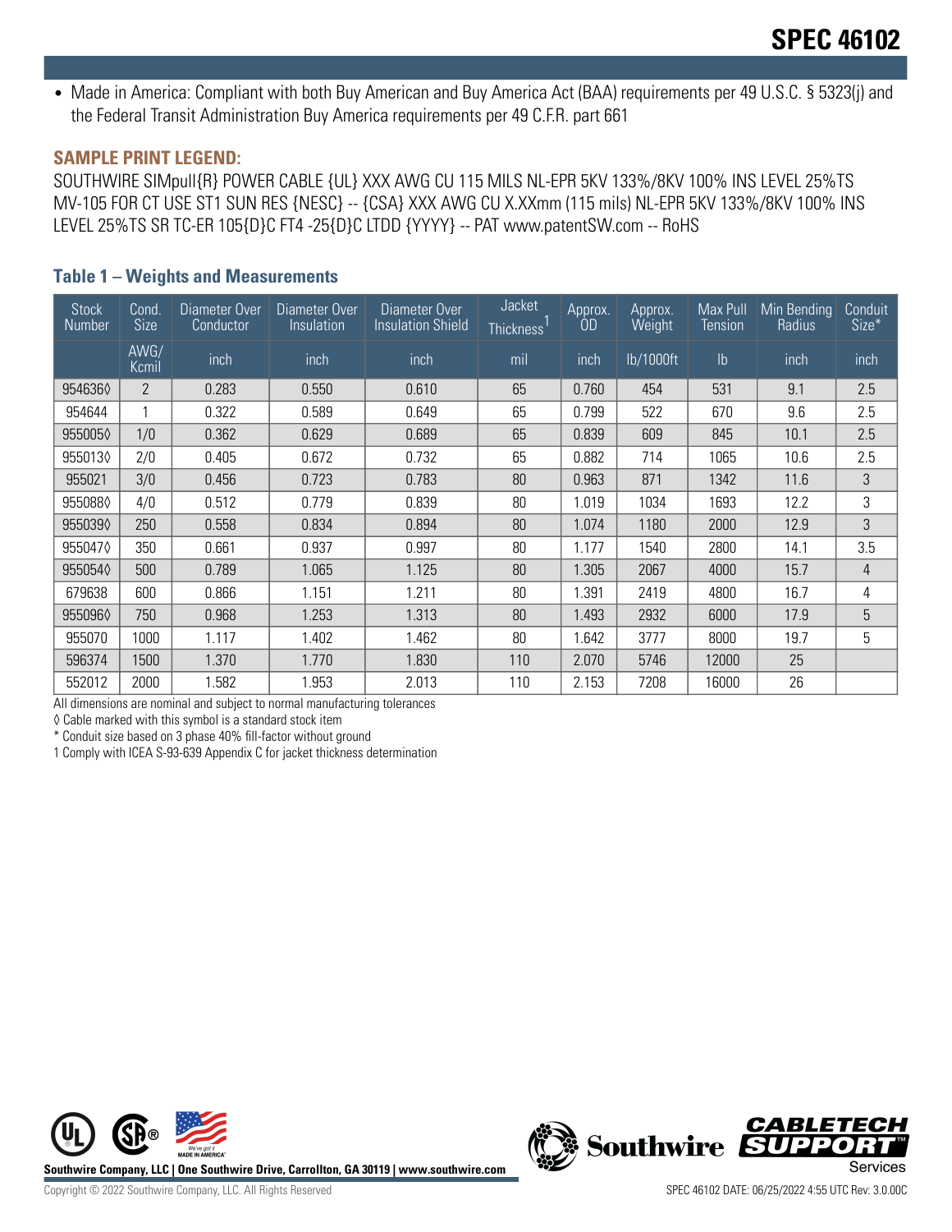- Made in America: Compliant with both Buy American and Buy America Act (BAA) requirements per 49 U.S.C. § 5323(j) and the Federal Transit Administration Buy America requirements per 49 C.F.R. part 661

### SAMPLE PRINT LEGEND:

SOUTHWIRE SIMpull{R} POWER CABLE {UL} XXX AWG CU 115 MILS NL-EPR 5KV 133%/8KV 100% INS LEVEL 25%TS MV-105 FOR CT USE ST1 SUN RES {NESC} -- {CSA} XXX AWG CU X.XXmm (115 mils) NL-EPR 5KV 133%/8KV 100% INS LEVEL 25%TS SR TC-ER 105{D}C FT4 -25{D}C LTDD {YYYY} -- PAT www.patentSW.com -- RoHS

### Table 1 – Weights and Measurements

| Stock Number | Cond. Size | Diameter Over Conductor | Diameter Over Insulation | Diameter Over Insulation Shield | Jacket Thickness[1] | Approx. OD | Approx. Weight | Max Pull Tension | Min Bending Radius | Conduit Size* |
|---|---|---|---|---|---|---|---|---|---|---|
| | AWG/ Kcmil | inch | inch | inch | mil | inch | lb/1000ft | lb | inch | inch |
| 954636◊ | 2 | 0.283 | 0.550 | 0.610 | 65 | 0.760 | 454 | 531 | 9.1 | 2.5 |
| 954644 | 1 | 0.322 | 0.589 | 0.649 | 65 | 0.799 | 522 | 670 | 9.6 | 2.5 |
| 955005◊ | 1/0 | 0.362 | 0.629 | 0.689 | 65 | 0.839 | 609 | 845 | 10.1 | 2.5 |
| 955013◊ | 2/0 | 0.405 | 0.672 | 0.732 | 65 | 0.882 | 714 | 1065 | 10.6 | 2.5 |
| 955021 | 3/0 | 0.456 | 0.723 | 0.783 | 80 | 0.963 | 871 | 1342 | 11.6 | 3 |
| 955088◊ | 4/0 | 0.512 | 0.779 | 0.839 | 80 | 1.019 | 1034 | 1693 | 12.2 | 3 |
| 955039◊ | 250 | 0.558 | 0.834 | 0.894 | 80 | 1.074 | 1180 | 2000 | 12.9 | 3 |
| 955047◊ | 350 | 0.661 | 0.937 | 0.997 | 80 | 1.177 | 1540 | 2800 | 14.1 | 3.5 |
| 955054◊ | 500 | 0.789 | 1.065 | 1.125 | 80 | 1.305 | 2067 | 4000 | 15.7 | 4 |
| 679638 | 600 | 0.866 | 1.151 | 1.211 | 80 | 1.391 | 2419 | 4800 | 16.7 | 4 |
| 955096◊ | 750 | 0.968 | 1.253 | 1.313 | 80 | 1.493 | 2932 | 6000 | 17.9 | 5 |
| 955070 | 1000 | 1.117 | 1.402 | 1.462 | 80 | 1.642 | 3777 | 8000 | 19.7 | 5 |
| 596374 | 1500 | 1.370 | 1.770 | 1.830 | 110 | 2.070 | 5746 | 12000 | 25 | |
| 552012 | 2000 | 1.582 | 1.953 | 2.013 | 110 | 2.153 | 7208 | 16000 | 26 | |

All dimensions are nominal and subject to normal manufacturing tolerances

◊ Cable marked with this symbol is a standard stock item

* Conduit size based on 3 phase 40% fill-factor without ground

1 Comply with ICEA S-93-639 Appendix C for jacket thickness determination

Southwire Company, LLC | One Southwire Drive, Carrollton, GA 30119 | www.southwire.com

Copyright © 2022 Southwire Company, LLC. All Rights Reserved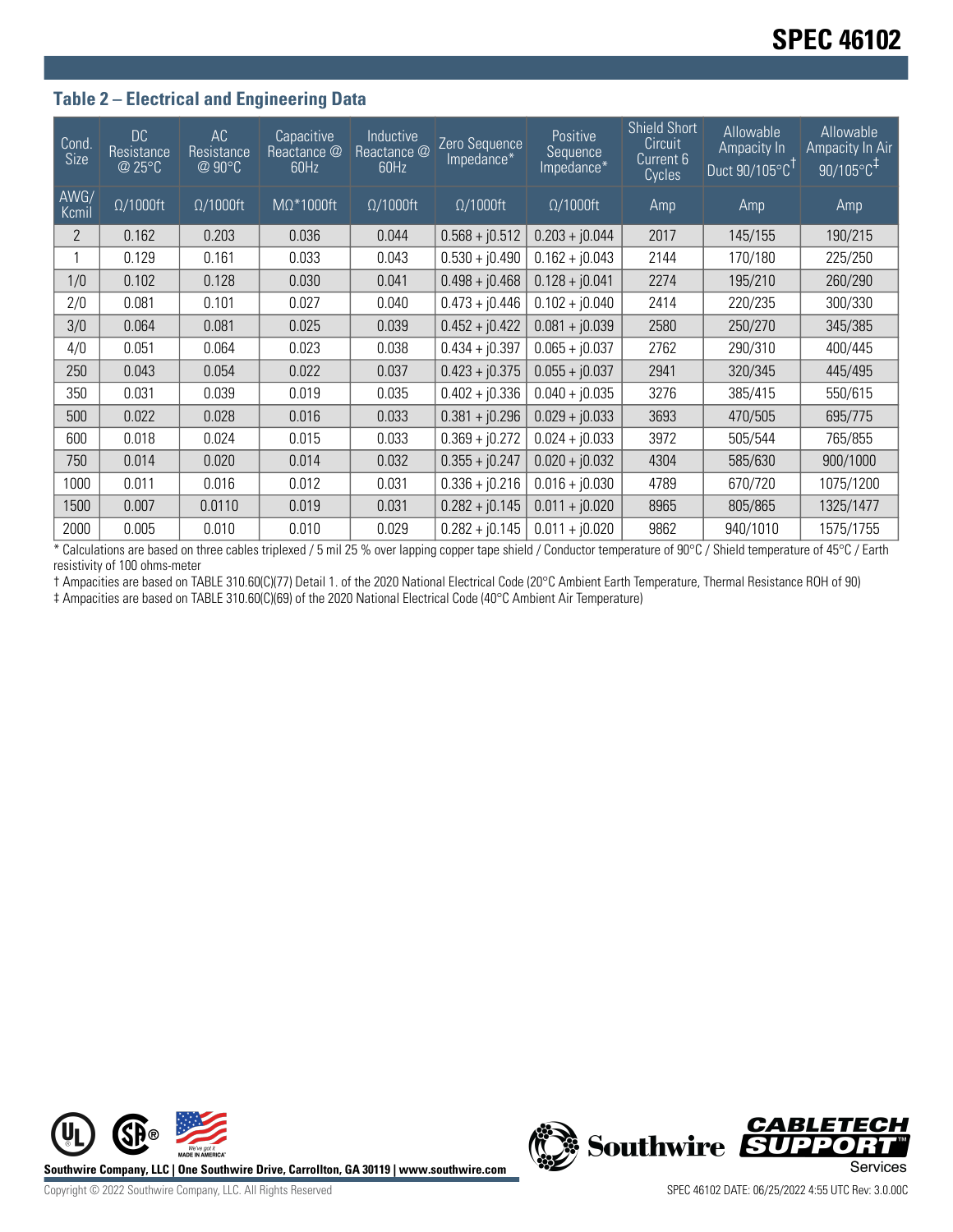### Table 2 – Electrical and Engineering Data

| Cond. Size | DC Resistance @ 25°C | AC Resistance @ 90°C | Capacitive Reactance @ 60Hz | Inductive Reactance @ 60Hz | Zero Sequence Impedance* | Positive Sequence Impedance* | Shield Short Circuit Current 6 Cycles | Allowable Ampacity In Duct 90/105°C† | Allowable Ampacity In Air 90/105°C‡ |
|---|---|---|---|---|---|---|---|---|---|
| AWG/ Kcmil | Ω/1000ft | Ω/1000ft | MΩ*1000ft | Ω/1000ft | Ω/1000ft | Ω/1000ft | Amp | Amp | Amp |
| 2 | 0.162 | 0.203 | 0.036 | 0.044 | 0.568 + j0.512 | 0.203 + j0.044 | 2017 | 145/155 | 190/215 |
| 1 | 0.129 | 0.161 | 0.033 | 0.043 | 0.530 + j0.490 | 0.162 + j0.043 | 2144 | 170/180 | 225/250 |
| 1/0 | 0.102 | 0.128 | 0.030 | 0.041 | 0.498 + j0.468 | 0.128 + j0.041 | 2274 | 195/210 | 260/290 |
| 2/0 | 0.081 | 0.101 | 0.027 | 0.040 | 0.473 + j0.446 | 0.102 + j0.040 | 2414 | 220/235 | 300/330 |
| 3/0 | 0.064 | 0.081 | 0.025 | 0.039 | 0.452 + j0.422 | 0.081 + j0.039 | 2580 | 250/270 | 345/385 |
| 4/0 | 0.051 | 0.064 | 0.023 | 0.038 | 0.434 + j0.397 | 0.065 + j0.037 | 2762 | 290/310 | 400/445 |
| 250 | 0.043 | 0.054 | 0.022 | 0.037 | 0.423 + j0.375 | 0.055 + j0.037 | 2941 | 320/345 | 445/495 |
| 350 | 0.031 | 0.039 | 0.019 | 0.035 | 0.402 + j0.336 | 0.040 + j0.035 | 3276 | 385/415 | 550/615 |
| 500 | 0.022 | 0.028 | 0.016 | 0.033 | 0.381 + j0.296 | 0.029 + j0.033 | 3693 | 470/505 | 695/775 |
| 600 | 0.018 | 0.024 | 0.015 | 0.033 | 0.369 + j0.272 | 0.024 + j0.033 | 3972 | 505/544 | 765/855 |
| 750 | 0.014 | 0.020 | 0.014 | 0.032 | 0.355 + j0.247 | 0.020 + j0.032 | 4304 | 585/630 | 900/1000 |
| 1000 | 0.011 | 0.016 | 0.012 | 0.031 | 0.336 + j0.216 | 0.016 + j0.030 | 4789 | 670/720 | 1075/1200 |
| 1500 | 0.007 | 0.0110 | 0.019 | 0.031 | 0.282 + j0.145 | 0.011 + j0.020 | 8965 | 805/865 | 1325/1477 |
| 2000 | 0.005 | 0.010 | 0.010 | 0.029 | 0.282 + j0.145 | 0.011 + j0.020 | 9862 | 940/1010 | 1575/1755 |

* Calculations are based on three cables triplexed / 5 mil 25 % over lapping copper tape shield / Conductor temperature of 90°C / Shield temperature of 45°C / Earth resistivity of 100 ohms-meter

† Ampacities are based on TABLE 310.60(C)(77) Detail 1. of the 2020 National Electrical Code (20°C Ambient Earth Temperature, Thermal Resistance ROH of 90)

‡ Ampacities are based on TABLE 310.60(C)(69) of the 2020 National Electrical Code (40°C Ambient Air Temperature)

Southwire Company, LLC | One Southwire Drive, Carrollton, GA 30119 | www.southwire.com

Copyright © 2022 Southwire Company, LLC. All Rights Reserved

SPEC 46102 DATE: 06/25/2022 4:55 UTC Rev: 3.0.00C